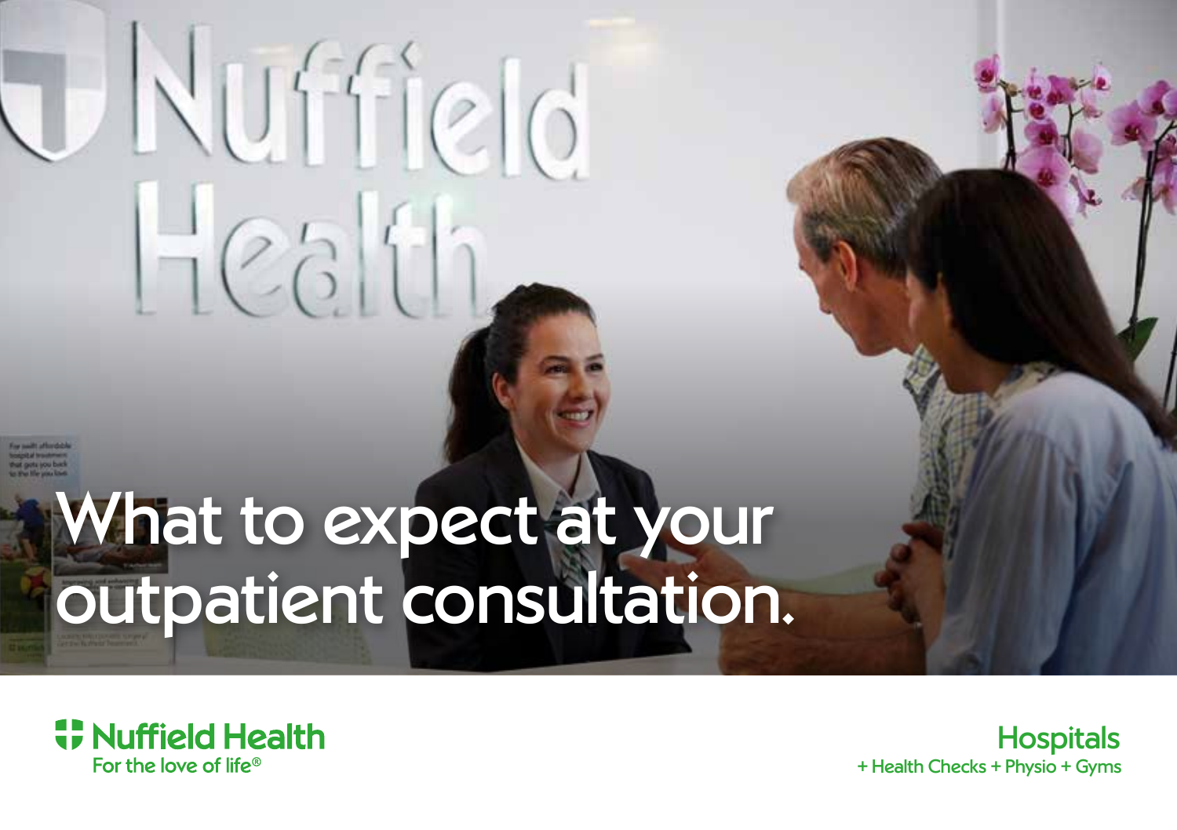# What to expect at your outpatient consultation.

Nuffield Health
For the love of life®

Hospitals
+ Health Checks + Physio + Gyms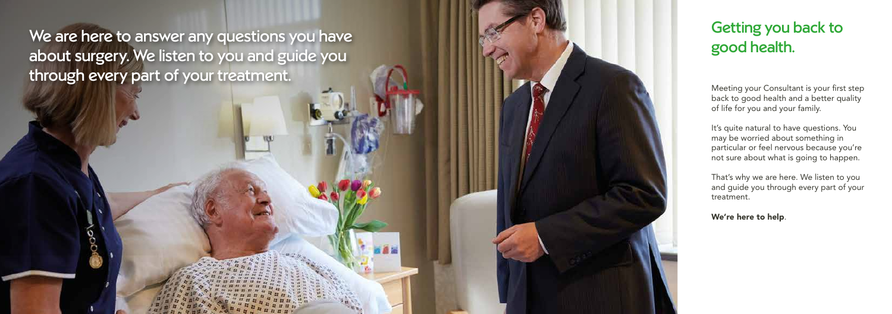We are here to answer any questions you have about surgery. We listen to you and guide you through every part of your treatment.

## Getting you back to good health.

Meeting your Consultant is your first step back to good health and a better quality of life for you and your family.

It's quite natural to have questions. You may be worried about something in particular or feel nervous because you're not sure about what is going to happen.

That's why we are here. We listen to you and guide you through every part of your treatment.

**We're here to help**.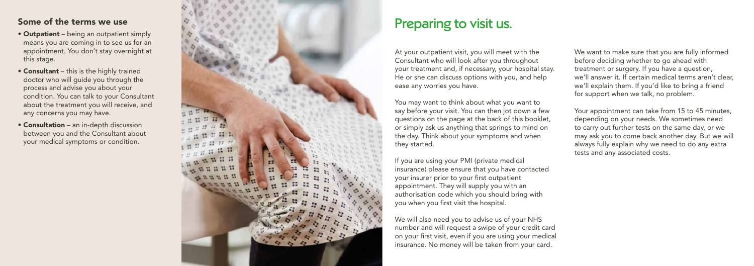### Some of the terms we use

- **Outpatient** – being an outpatient simply means you are coming in to see us for an appointment. You don't stay overnight at this stage.
- **Consultant** – this is the highly trained doctor who will guide you through the process and advise you about your condition. You can talk to your Consultant about the treatment you will receive, and any concerns you may have.
- **Consultation** – an in-depth discussion between you and the Consultant about your medical symptoms or condition.

## Preparing to visit us.

At your outpatient visit, you will meet with the Consultant who will look after you throughout your treatment and, if necessary, your hospital stay. He or she can discuss options with you, and help ease any worries you have.

You may want to think about what you want to say before your visit. You can then jot down a few questions on the page at the back of this booklet, or simply ask us anything that springs to mind on the day. Think about your symptoms and when they started.

If you are using your PMI (private medical insurance) please ensure that you have contacted your insurer prior to your first outpatient appointment. They will supply you with an authorisation code which you should bring with you when you first visit the hospital.

We will also need you to advise us of your NHS number and will request a swipe of your credit card on your first visit, even if you are using your medical insurance. No money will be taken from your card.

We want to make sure that you are fully informed before deciding whether to go ahead with treatment or surgery. If you have a question, we'll answer it. If certain medical terms aren't clear, we'll explain them. If you'd like to bring a friend for support when we talk, no problem.

Your appointment can take from 15 to 45 minutes, depending on your needs. We sometimes need to carry out further tests on the same day, or we may ask you to come back another day. But we will always fully explain why we need to do any extra tests and any associated costs.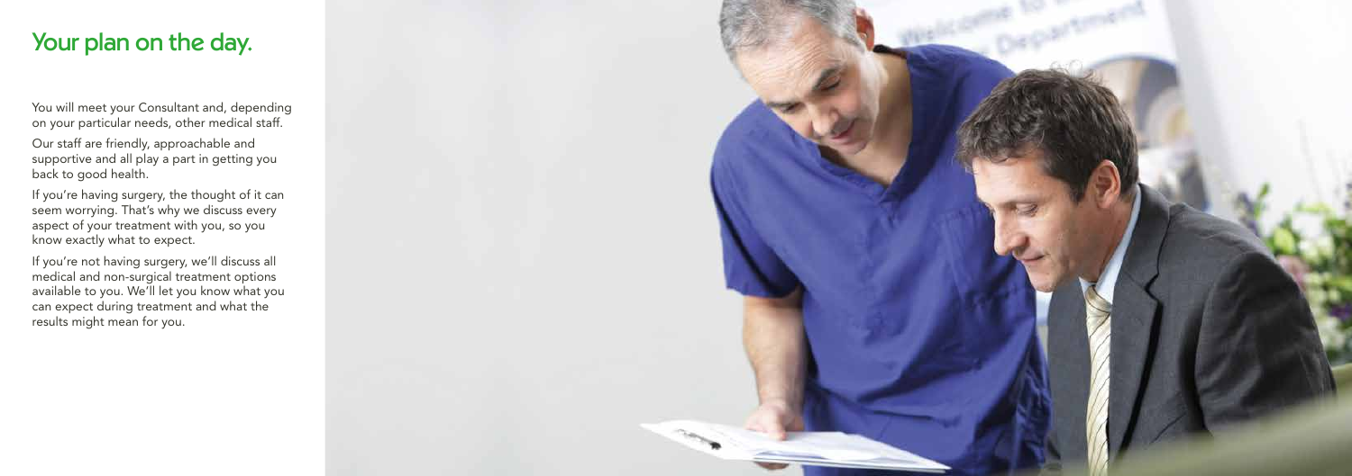# Your plan on the day.

You will meet your Consultant and, depending on your particular needs, other medical staff.

Our staff are friendly, approachable and supportive and all play a part in getting you back to good health.

If you're having surgery, the thought of it can seem worrying. That's why we discuss every aspect of your treatment with you, so you know exactly what to expect.

If you're not having surgery, we'll discuss all medical and non-surgical treatment options available to you. We'll let you know what you can expect during treatment and what the results might mean for you.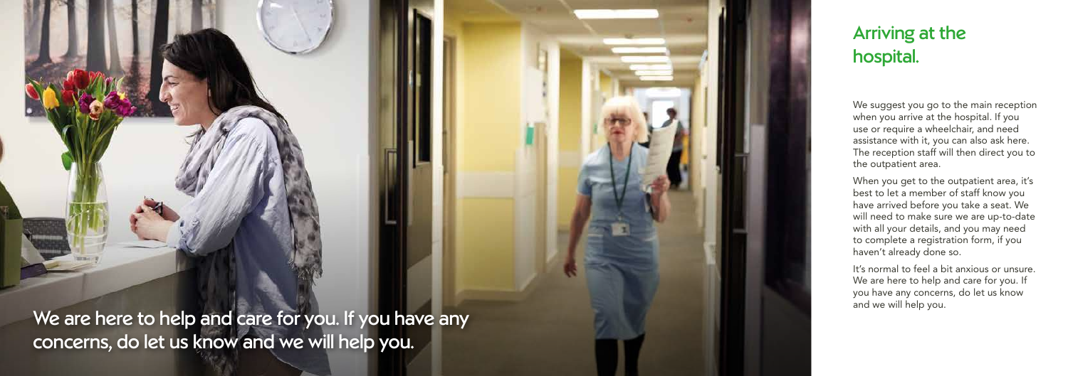We are here to help and care for you. If you have any concerns, do let us know and we will help you.

## Arriving at the hospital.

We suggest you go to the main reception when you arrive at the hospital. If you use or require a wheelchair, and need assistance with it, you can also ask here. The reception staff will then direct you to the outpatient area.

When you get to the outpatient area, it's best to let a member of staff know you have arrived before you take a seat. We will need to make sure we are up-to-date with all your details, and you may need to complete a registration form, if you haven't already done so.

It's normal to feel a bit anxious or unsure. We are here to help and care for you. If you have any concerns, do let us know and we will help you.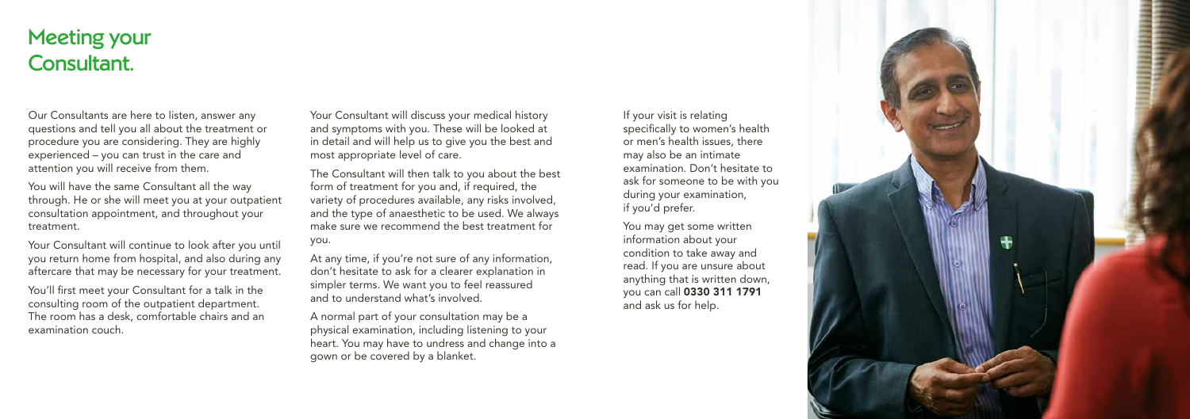# Meeting your Consultant.

Our Consultants are here to listen, answer any questions and tell you all about the treatment or procedure you are considering. They are highly experienced – you can trust in the care and attention you will receive from them.

You will have the same Consultant all the way through. He or she will meet you at your outpatient consultation appointment, and throughout your treatment.

Your Consultant will continue to look after you until you return home from hospital, and also during any aftercare that may be necessary for your treatment.

You'll first meet your Consultant for a talk in the consulting room of the outpatient department. The room has a desk, comfortable chairs and an examination couch.

Your Consultant will discuss your medical history and symptoms with you. These will be looked at in detail and will help us to give you the best and most appropriate level of care.

The Consultant will then talk to you about the best form of treatment for you and, if required, the variety of procedures available, any risks involved, and the type of anaesthetic to be used. We always make sure we recommend the best treatment for you.

At any time, if you're not sure of any information, don't hesitate to ask for a clearer explanation in simpler terms. We want you to feel reassured and to understand what's involved.

A normal part of your consultation may be a physical examination, including listening to your heart. You may have to undress and change into a gown or be covered by a blanket.

If your visit is relating specifically to women's health or men's health issues, there may also be an intimate examination. Don't hesitate to ask for someone to be with you during your examination, if you'd prefer.

You may get some written information about your condition to take away and read. If you are unsure about anything that is written down, you can call **0330 311 1791** and ask us for help.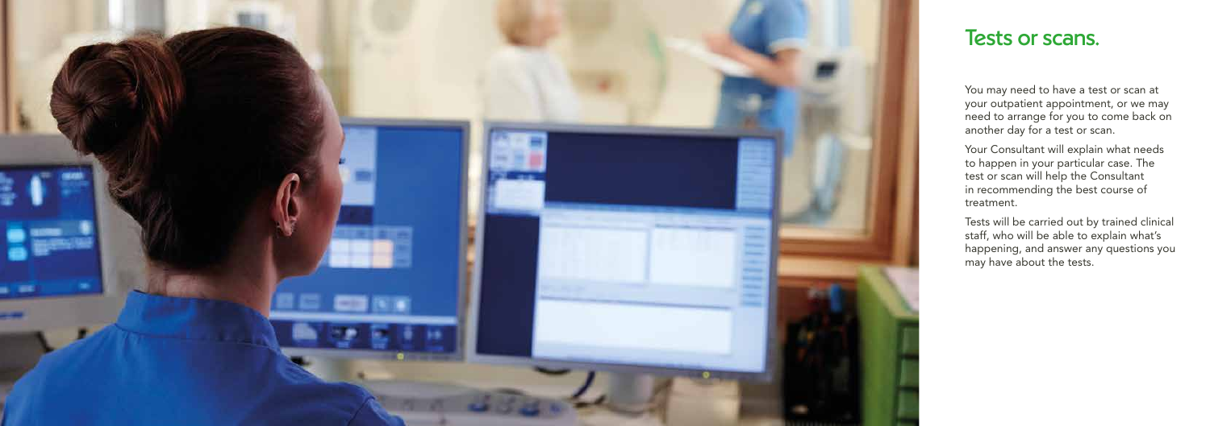## Tests or scans.

You may need to have a test or scan at your outpatient appointment, or we may need to arrange for you to come back on another day for a test or scan.

Your Consultant will explain what needs to happen in your particular case. The test or scan will help the Consultant in recommending the best course of treatment.

Tests will be carried out by trained clinical staff, who will be able to explain what's happening, and answer any questions you may have about the tests.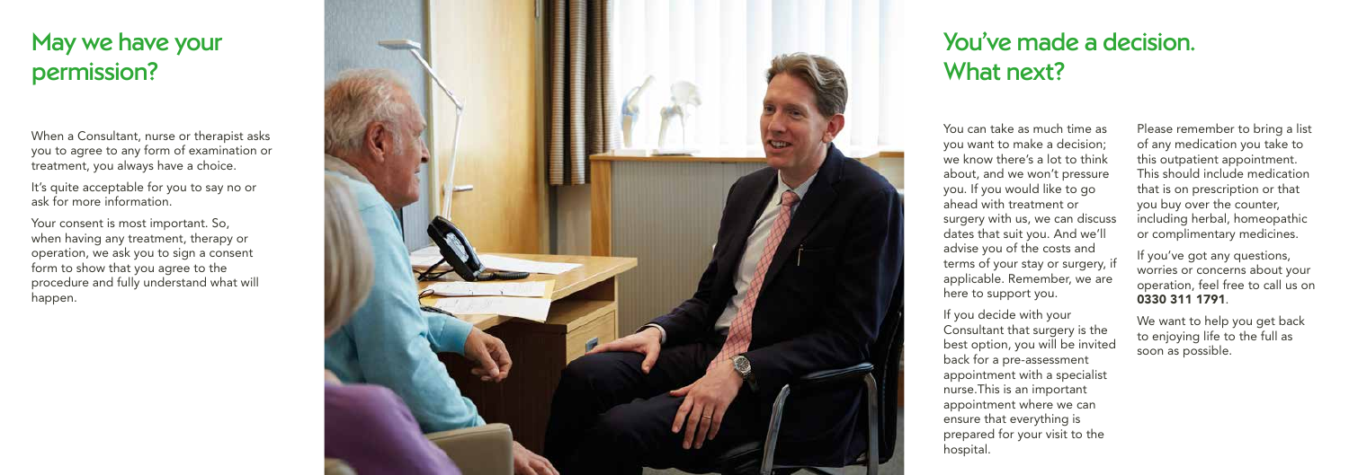## May we have your permission?

When a Consultant, nurse or therapist asks you to agree to any form of examination or treatment, you always have a choice.

It's quite acceptable for you to say no or ask for more information.

Your consent is most important. So, when having any treatment, therapy or operation, we ask you to sign a consent form to show that you agree to the procedure and fully understand what will happen.

## You've made a decision. What next?

You can take as much time as you want to make a decision; we know there's a lot to think about, and we won't pressure you. If you would like to go ahead with treatment or surgery with us, we can discuss dates that suit you. And we'll advise you of the costs and terms of your stay or surgery, if applicable. Remember, we are here to support you.

If you decide with your Consultant that surgery is the best option, you will be invited back for a pre-assessment appointment with a specialist nurse.This is an important appointment where we can ensure that everything is prepared for your visit to the hospital.

Please remember to bring a list of any medication you take to this outpatient appointment. This should include medication that is on prescription or that you buy over the counter, including herbal, homeopathic or complimentary medicines.

If you've got any questions, worries or concerns about your operation, feel free to call us on **0330 311 1791**.

We want to help you get back to enjoying life to the full as soon as possible.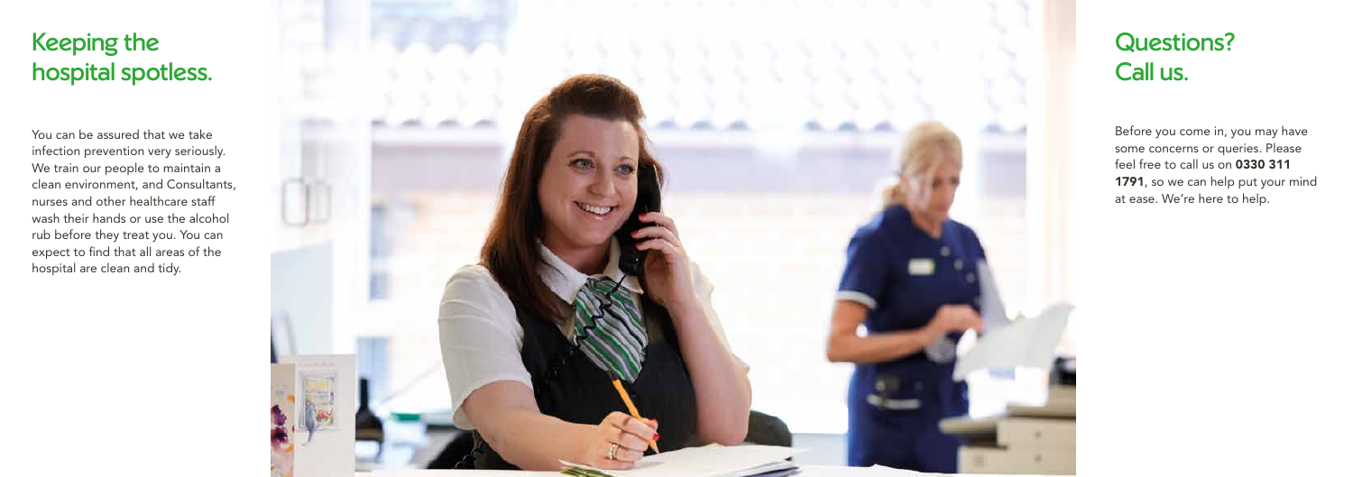## Keeping the hospital spotless.

You can be assured that we take infection prevention very seriously. We train our people to maintain a clean environment, and Consultants, nurses and other healthcare staff wash their hands or use the alcohol rub before they treat you. You can expect to find that all areas of the hospital are clean and tidy.

## Questions? Call us.

Before you come in, you may have some concerns or queries. Please feel free to call us on **0330 311 1791**, so we can help put your mind at ease. We're here to help.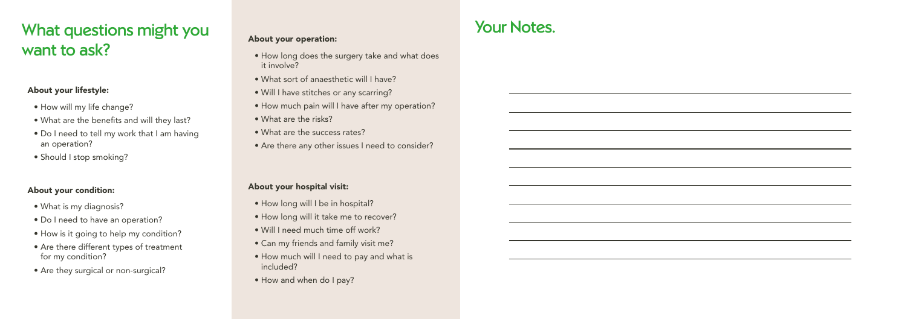# What questions might you want to ask?

### About your lifestyle:

- How will my life change?
- What are the benefits and will they last?
- Do I need to tell my work that I am having an operation?
- Should I stop smoking?

### About your condition:

- What is my diagnosis?
- Do I need to have an operation?
- How is it going to help my condition?
- Are there different types of treatment for my condition?
- Are they surgical or non-surgical?

### About your operation:

- How long does the surgery take and what does it involve?
- What sort of anaesthetic will I have?
- Will I have stitches or any scarring?
- How much pain will I have after my operation?
- What are the risks?
- What are the success rates?
- Are there any other issues I need to consider?

### About your hospital visit:

- How long will I be in hospital?
- How long will it take me to recover?
- Will I need much time off work?
- Can my friends and family visit me?
- How much will I need to pay and what is included?
- How and when do I pay?

# Your Notes.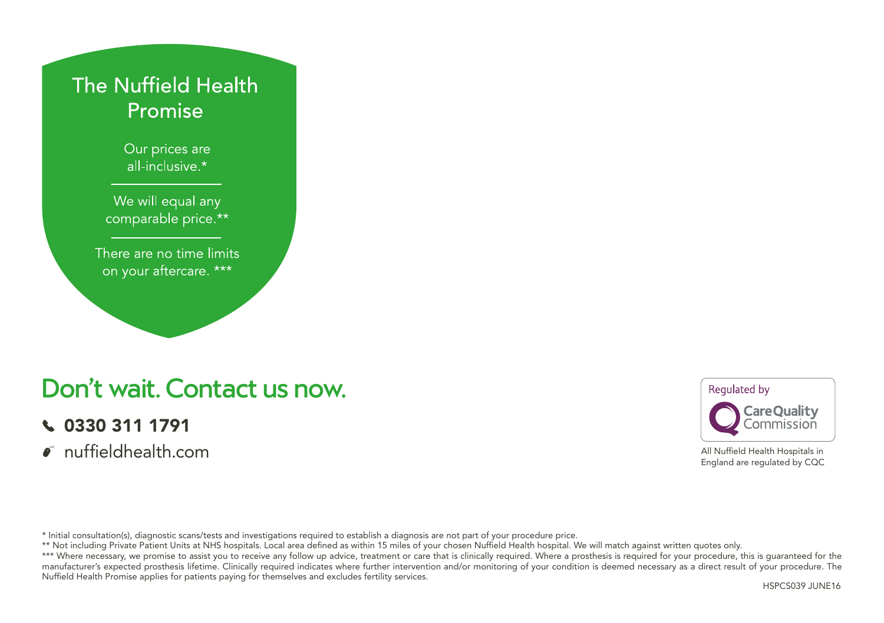## The Nuffield Health Promise

Our prices are all-inclusive.*

We will equal any comparable price.**

There are no time limits on your aftercare. ***

# Don't wait. Contact us now.

**0330 311 1791**

nuffieldhealth.com

Regulated by Care Quality Commission

All Nuffield Health Hospitals in England are regulated by CQC

* Initial consultation(s), diagnostic scans/tests and investigations required to establish a diagnosis are not part of your procedure price.

** Not including Private Patient Units at NHS hospitals. Local area defined as within 15 miles of your chosen Nuffield Health hospital. We will match against written quotes only.

*** Where necessary, we promise to assist you to receive any follow up advice, treatment or care that is clinically required. Where a prosthesis is required for your procedure, this is guaranteed for the manufacturer's expected prosthesis lifetime. Clinically required indicates where further intervention and/or monitoring of your condition is deemed necessary as a direct result of your procedure. The Nuffield Health Promise applies for patients paying for themselves and excludes fertility services.

HSPCS039 JUNE16